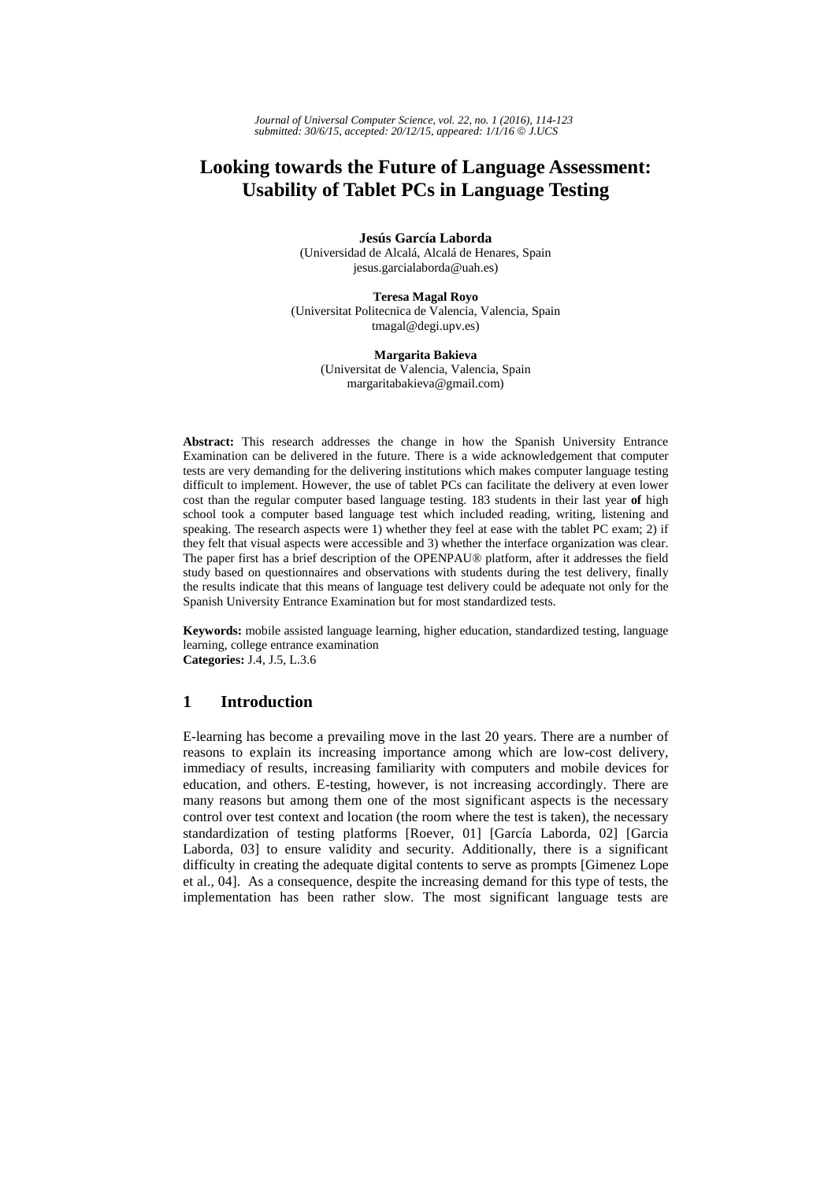# Looking towards the Future of Language Assessment: Usability of Tablet PCs in Language Testing

**Jesús García Laborda**
(Universidad de Alcalá, Alcalá de Henares, Spain
jesus.garcialaborda@uah.es)

**Teresa Magal Royo**
(Universitat Politecnica de Valencia, Valencia, Spain
tmagal@degi.upv.es)

**Margarita Bakieva**
(Universitat de Valencia, Valencia, Spain
margaritabakieva@gmail.com)

**Abstract:** This research addresses the change in how the Spanish University Entrance Examination can be delivered in the future. There is a wide acknowledgement that computer tests are very demanding for the delivering institutions which makes computer language testing difficult to implement. However, the use of tablet PCs can facilitate the delivery at even lower cost than the regular computer based language testing. 183 students in their last year **of** high school took a computer based language test which included reading, writing, listening and speaking. The research aspects were 1) whether they feel at ease with the tablet PC exam; 2) if they felt that visual aspects were accessible and 3) whether the interface organization was clear. The paper first has a brief description of the OPENPAU® platform, after it addresses the field study based on questionnaires and observations with students during the test delivery, finally the results indicate that this means of language test delivery could be adequate not only for the Spanish University Entrance Examination but for most standardized tests.

**Keywords:** mobile assisted language learning, higher education, standardized testing, language learning, college entrance examination
**Categories:** J.4, J.5, L.3.6

## 1 Introduction

E-learning has become a prevailing move in the last 20 years. There are a number of reasons to explain its increasing importance among which are low-cost delivery, immediacy of results, increasing familiarity with computers and mobile devices for education, and others. E-testing, however, is not increasing accordingly. There are many reasons but among them one of the most significant aspects is the necessary control over test context and location (the room where the test is taken), the necessary standardization of testing platforms [Roever, 01] [García Laborda, 02] [Garcia Laborda, 03] to ensure validity and security. Additionally, there is a significant difficulty in creating the adequate digital contents to serve as prompts [Gimenez Lope et al., 04]. As a consequence, despite the increasing demand for this type of tests, the implementation has been rather slow. The most significant language tests are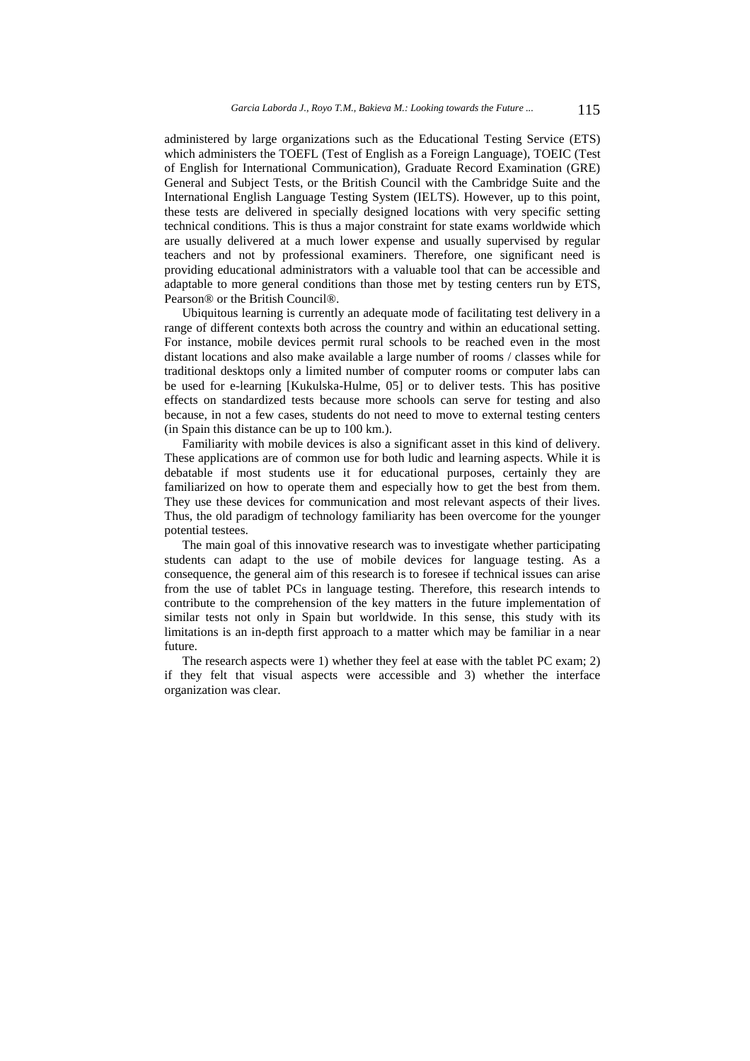administered by large organizations such as the Educational Testing Service (ETS) which administers the TOEFL (Test of English as a Foreign Language), TOEIC (Test of English for International Communication), Graduate Record Examination (GRE) General and Subject Tests, or the British Council with the Cambridge Suite and the International English Language Testing System (IELTS). However, up to this point, these tests are delivered in specially designed locations with very specific setting technical conditions. This is thus a major constraint for state exams worldwide which are usually delivered at a much lower expense and usually supervised by regular teachers and not by professional examiners. Therefore, one significant need is providing educational administrators with a valuable tool that can be accessible and adaptable to more general conditions than those met by testing centers run by ETS, Pearson® or the British Council®.

Ubiquitous learning is currently an adequate mode of facilitating test delivery in a range of different contexts both across the country and within an educational setting. For instance, mobile devices permit rural schools to be reached even in the most distant locations and also make available a large number of rooms / classes while for traditional desktops only a limited number of computer rooms or computer labs can be used for e-learning [Kukulska-Hulme, 05] or to deliver tests. This has positive effects on standardized tests because more schools can serve for testing and also because, in not a few cases, students do not need to move to external testing centers (in Spain this distance can be up to 100 km.).

Familiarity with mobile devices is also a significant asset in this kind of delivery. These applications are of common use for both ludic and learning aspects. While it is debatable if most students use it for educational purposes, certainly they are familiarized on how to operate them and especially how to get the best from them. They use these devices for communication and most relevant aspects of their lives. Thus, the old paradigm of technology familiarity has been overcome for the younger potential testees.

The main goal of this innovative research was to investigate whether participating students can adapt to the use of mobile devices for language testing. As a consequence, the general aim of this research is to foresee if technical issues can arise from the use of tablet PCs in language testing. Therefore, this research intends to contribute to the comprehension of the key matters in the future implementation of similar tests not only in Spain but worldwide. In this sense, this study with its limitations is an in-depth first approach to a matter which may be familiar in a near future.

The research aspects were 1) whether they feel at ease with the tablet PC exam; 2) if they felt that visual aspects were accessible and 3) whether the interface organization was clear.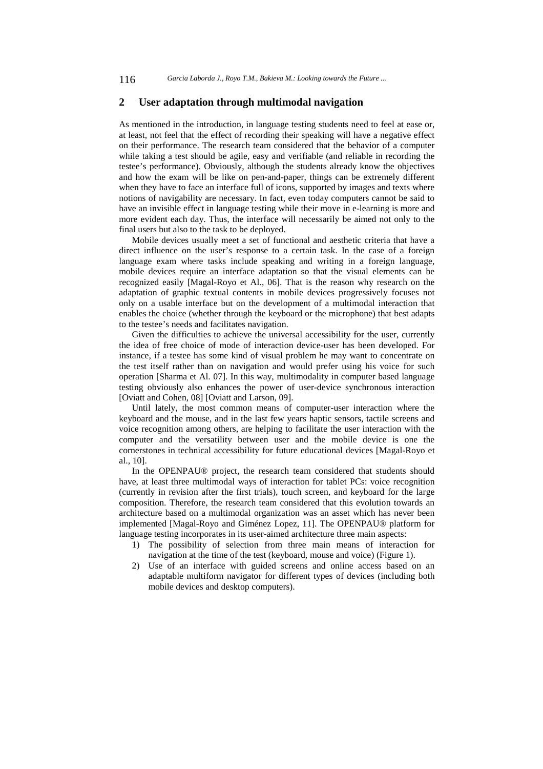## 2 User adaptation through multimodal navigation

As mentioned in the introduction, in language testing students need to feel at ease or, at least, not feel that the effect of recording their speaking will have a negative effect on their performance. The research team considered that the behavior of a computer while taking a test should be agile, easy and verifiable (and reliable in recording the testee's performance). Obviously, although the students already know the objectives and how the exam will be like on pen-and-paper, things can be extremely different when they have to face an interface full of icons, supported by images and texts where notions of navigability are necessary. In fact, even today computers cannot be said to have an invisible effect in language testing while their move in e-learning is more and more evident each day. Thus, the interface will necessarily be aimed not only to the final users but also to the task to be deployed.

Mobile devices usually meet a set of functional and aesthetic criteria that have a direct influence on the user's response to a certain task. In the case of a foreign language exam where tasks include speaking and writing in a foreign language, mobile devices require an interface adaptation so that the visual elements can be recognized easily [Magal-Royo et Al., 06]. That is the reason why research on the adaptation of graphic textual contents in mobile devices progressively focuses not only on a usable interface but on the development of a multimodal interaction that enables the choice (whether through the keyboard or the microphone) that best adapts to the testee's needs and facilitates navigation.

Given the difficulties to achieve the universal accessibility for the user, currently the idea of free choice of mode of interaction device-user has been developed. For instance, if a testee has some kind of visual problem he may want to concentrate on the test itself rather than on navigation and would prefer using his voice for such operation [Sharma et Al. 07]. In this way, multimodality in computer based language testing obviously also enhances the power of user-device synchronous interaction [Oviatt and Cohen, 08] [Oviatt and Larson, 09].

Until lately, the most common means of computer-user interaction where the keyboard and the mouse, and in the last few years haptic sensors, tactile screens and voice recognition among others, are helping to facilitate the user interaction with the computer and the versatility between user and the mobile device is one the cornerstones in technical accessibility for future educational devices [Magal-Royo et al., 10].

In the OPENPAU® project, the research team considered that students should have, at least three multimodal ways of interaction for tablet PCs: voice recognition (currently in revision after the first trials), touch screen, and keyboard for the large composition. Therefore, the research team considered that this evolution towards an architecture based on a multimodal organization was an asset which has never been implemented [Magal-Royo and Giménez Lopez, 11]. The OPENPAU® platform for language testing incorporates in its user-aimed architecture three main aspects:

1) The possibility of selection from three main means of interaction for navigation at the time of the test (keyboard, mouse and voice) (Figure 1).
2) Use of an interface with guided screens and online access based on an adaptable multiform navigator for different types of devices (including both mobile devices and desktop computers).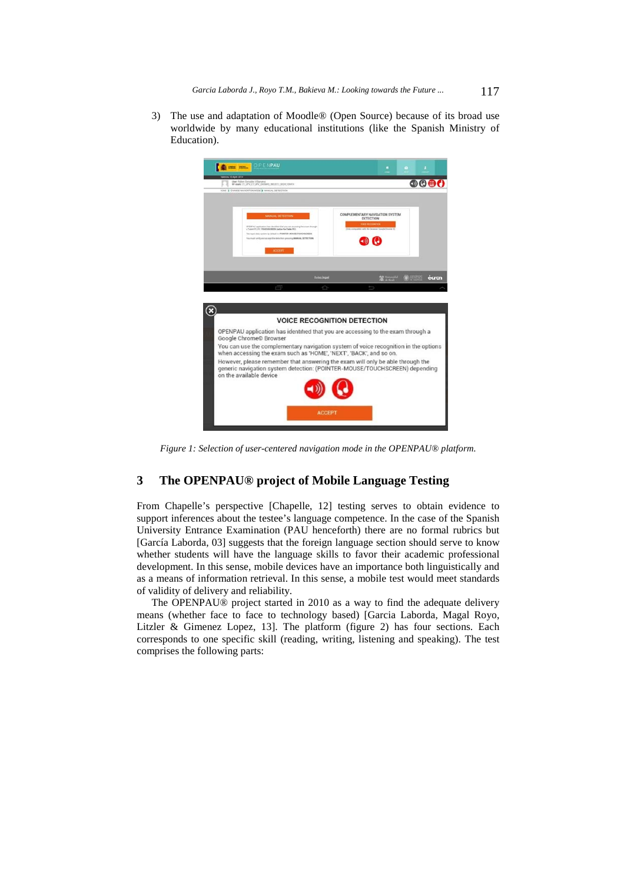3) The use and adaptation of Moodle® (Open Source) because of its broad use worldwide by many educational institutions (like the Spanish Ministry of Education).

*Figure 1: Selection of user-centered navigation mode in the OPENPAU® platform.*

## 3 The OPENPAU® project of Mobile Language Testing

From Chapelle's perspective [Chapelle, 12] testing serves to obtain evidence to support inferences about the testee's language competence. In the case of the Spanish University Entrance Examination (PAU henceforth) there are no formal rubrics but [García Laborda, 03] suggests that the foreign language section should serve to know whether students will have the language skills to favor their academic professional development. In this sense, mobile devices have an importance both linguistically and as a means of information retrieval. In this sense, a mobile test would meet standards of validity of delivery and reliability.

The OPENPAU® project started in 2010 as a way to find the adequate delivery means (whether face to face to technology based) [Garcia Laborda, Magal Royo, Litzler & Gimenez Lopez, 13]. The platform (figure 2) has four sections. Each corresponds to one specific skill (reading, writing, listening and speaking). The test comprises the following parts: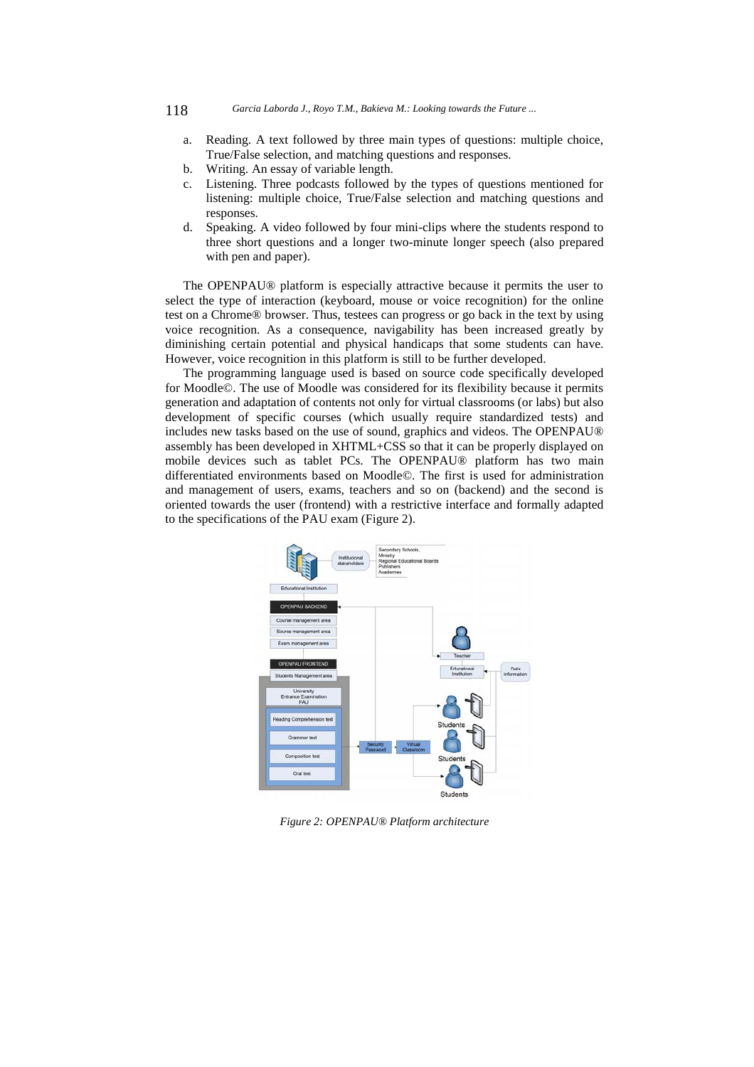a. Reading. A text followed by three main types of questions: multiple choice, True/False selection, and matching questions and responses.
b. Writing. An essay of variable length.
c. Listening. Three podcasts followed by the types of questions mentioned for listening: multiple choice, True/False selection and matching questions and responses.
d. Speaking. A video followed by four mini-clips where the students respond to three short questions and a longer two-minute longer speech (also prepared with pen and paper).

The OPENPAU® platform is especially attractive because it permits the user to select the type of interaction (keyboard, mouse or voice recognition) for the online test on a Chrome® browser. Thus, testees can progress or go back in the text by using voice recognition. As a consequence, navigability has been increased greatly by diminishing certain potential and physical handicaps that some students can have. However, voice recognition in this platform is still to be further developed.

The programming language used is based on source code specifically developed for Moodle©. The use of Moodle was considered for its flexibility because it permits generation and adaptation of contents not only for virtual classrooms (or labs) but also development of specific courses (which usually require standardized tests) and includes new tasks based on the use of sound, graphics and videos. The OPENPAU® assembly has been developed in XHTML+CSS so that it can be properly displayed on mobile devices such as tablet PCs. The OPENPAU® platform has two main differentiated environments based on Moodle©. The first is used for administration and management of users, exams, teachers and so on (backend) and the second is oriented towards the user (frontend) with a restrictive interface and formally adapted to the specifications of the PAU exam (Figure 2).

*Figure 2: OPENPAU® Platform architecture*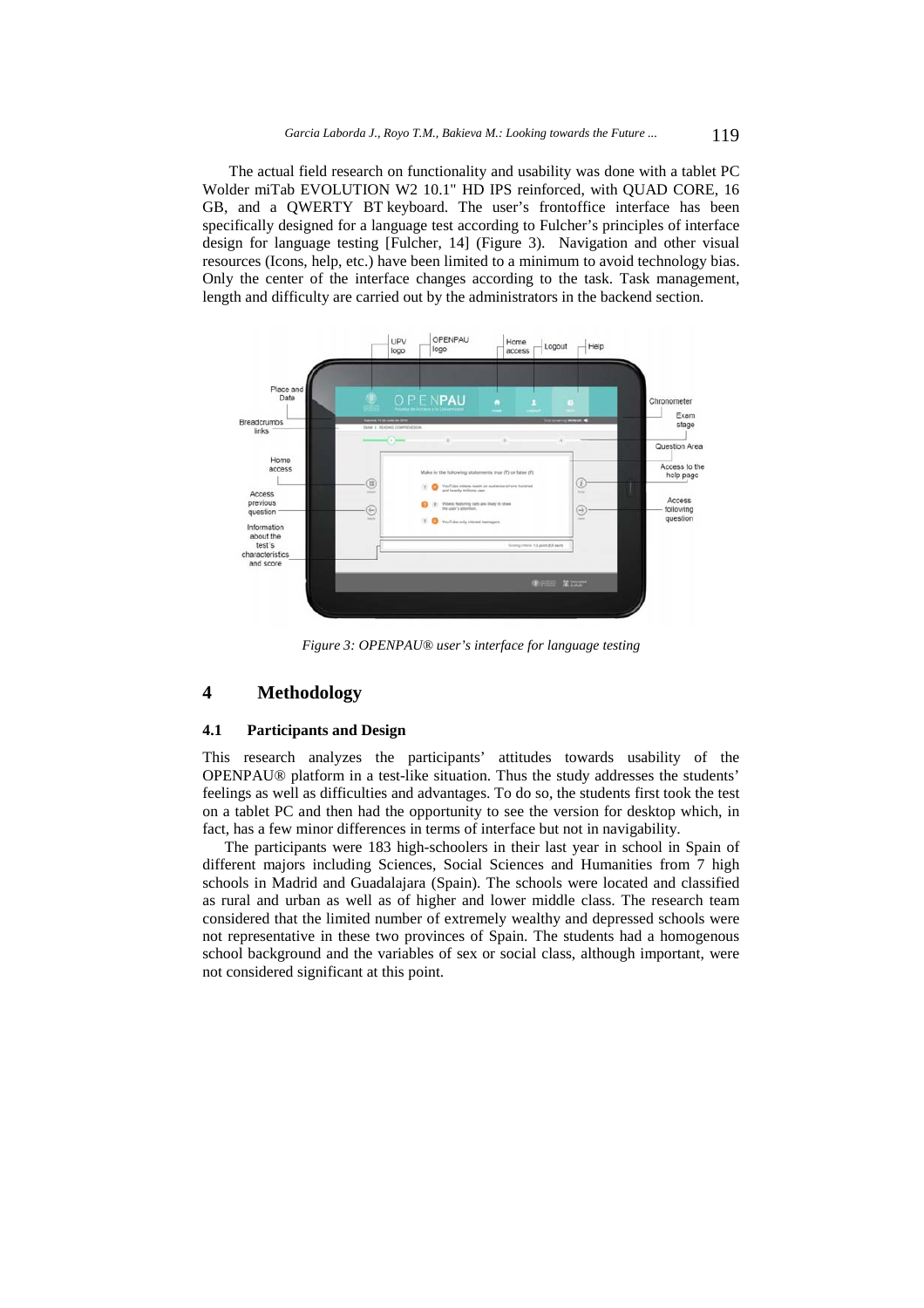The actual field research on functionality and usability was done with a tablet PC Wolder miTab EVOLUTION W2 10.1" HD IPS reinforced, with QUAD CORE, 16 GB, and a QWERTY BT keyboard. The user's frontoffice interface has been specifically designed for a language test according to Fulcher's principles of interface design for language testing [Fulcher, 14] (Figure 3). Navigation and other visual resources (Icons, help, etc.) have been limited to a minimum to avoid technology bias. Only the center of the interface changes according to the task. Task management, length and difficulty are carried out by the administrators in the backend section.

*Figure 3: OPENPAU® user's interface for language testing*

## 4 Methodology

### 4.1 Participants and Design

This research analyzes the participants' attitudes towards usability of the OPENPAU® platform in a test-like situation. Thus the study addresses the students' feelings as well as difficulties and advantages. To do so, the students first took the test on a tablet PC and then had the opportunity to see the version for desktop which, in fact, has a few minor differences in terms of interface but not in navigability.

The participants were 183 high-schoolers in their last year in school in Spain of different majors including Sciences, Social Sciences and Humanities from 7 high schools in Madrid and Guadalajara (Spain). The schools were located and classified as rural and urban as well as of higher and lower middle class. The research team considered that the limited number of extremely wealthy and depressed schools were not representative in these two provinces of Spain. The students had a homogenous school background and the variables of sex or social class, although important, were not considered significant at this point.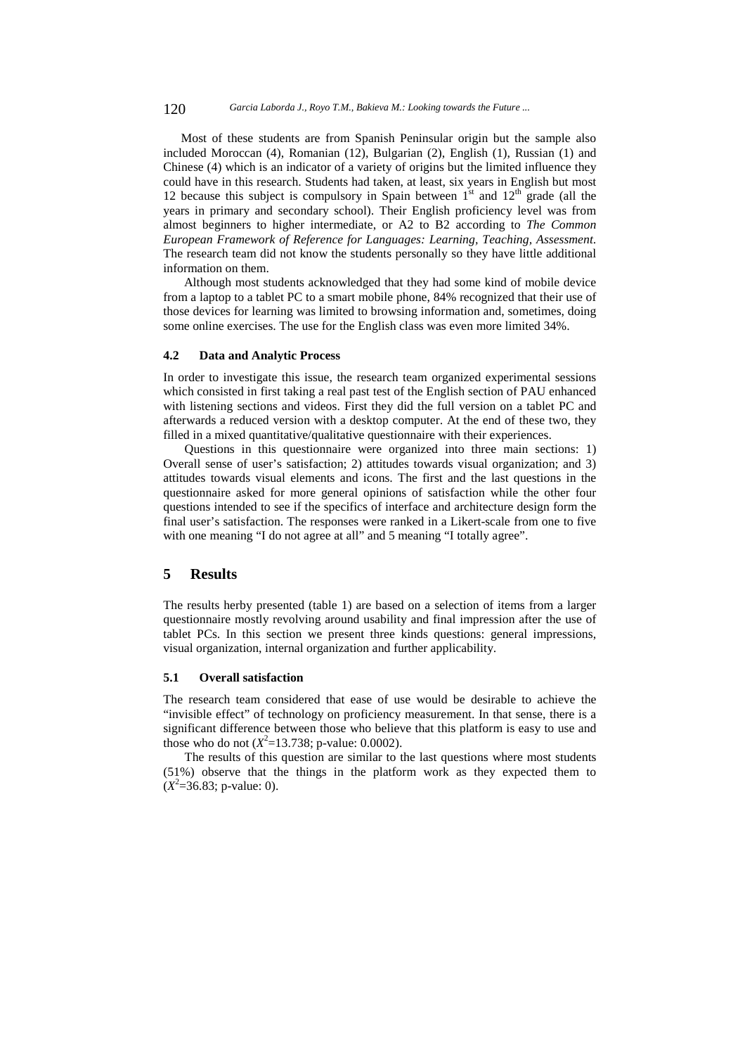Most of these students are from Spanish Peninsular origin but the sample also included Moroccan (4), Romanian (12), Bulgarian (2), English (1), Russian (1) and Chinese (4) which is an indicator of a variety of origins but the limited influence they could have in this research. Students had taken, at least, six years in English but most 12 because this subject is compulsory in Spain between 1st and 12th grade (all the years in primary and secondary school). Their English proficiency level was from almost beginners to higher intermediate, or A2 to B2 according to *The Common European Framework of Reference for Languages: Learning, Teaching, Assessment.* The research team did not know the students personally so they have little additional information on them.

Although most students acknowledged that they had some kind of mobile device from a laptop to a tablet PC to a smart mobile phone, 84% recognized that their use of those devices for learning was limited to browsing information and, sometimes, doing some online exercises. The use for the English class was even more limited 34%.

### 4.2 Data and Analytic Process

In order to investigate this issue, the research team organized experimental sessions which consisted in first taking a real past test of the English section of PAU enhanced with listening sections and videos. First they did the full version on a tablet PC and afterwards a reduced version with a desktop computer. At the end of these two, they filled in a mixed quantitative/qualitative questionnaire with their experiences.

Questions in this questionnaire were organized into three main sections: 1) Overall sense of user's satisfaction; 2) attitudes towards visual organization; and 3) attitudes towards visual elements and icons. The first and the last questions in the questionnaire asked for more general opinions of satisfaction while the other four questions intended to see if the specifics of interface and architecture design form the final user's satisfaction. The responses were ranked in a Likert-scale from one to five with one meaning "I do not agree at all" and 5 meaning "I totally agree".

## 5 Results

The results herby presented (table 1) are based on a selection of items from a larger questionnaire mostly revolving around usability and final impression after the use of tablet PCs. In this section we present three kinds questions: general impressions, visual organization, internal organization and further applicability.

### 5.1 Overall satisfaction

The research team considered that ease of use would be desirable to achieve the "invisible effect" of technology on proficiency measurement. In that sense, there is a significant difference between those who believe that this platform is easy to use and those who do not ($X^2$=13.738; p-value: 0.0002).

The results of this question are similar to the last questions where most students (51%) observe that the things in the platform work as they expected them to ($X^2$=36.83; p-value: 0).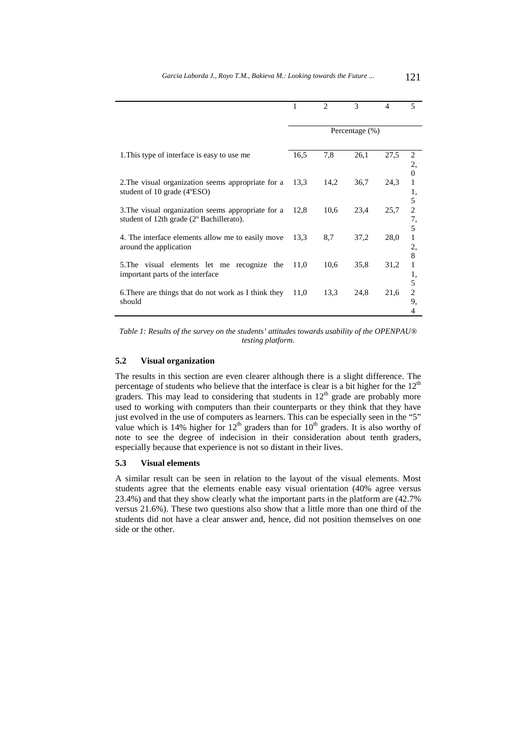|  | 1 | 2 | 3 | 4 | 5 |
|---|---|---|---|---|---|
|  | Percentage (%) | | | | |
| 1.This type of interface is easy to use me | 16,5 | 7,8 | 26,1 | 27,5 | 22,0 |
| 2.The visual organization seems appropriate for a student of 10 grade (4ºESO) | 13,3 | 14,2 | 36,7 | 24,3 | 11,5 |
| 3.The visual organization seems appropriate for a student of 12th grade (2º Bachillerato). | 12,8 | 10,6 | 23,4 | 25,7 | 27,5 |
| 4. The interface elements allow me to easily move around the application | 13,3 | 8,7 | 37,2 | 28,0 | 12,8 |
| 5.The visual elements let me recognize the important parts of the interface | 11,0 | 10,6 | 35,8 | 31,2 | 11,5 |
| 6.There are things that do not work as I think they should | 11,0 | 13,3 | 24,8 | 21,6 | 29,4 |

*Table 1: Results of the survey on the students' attitudes towards usability of the OPENPAU® testing platform.*

### 5.2 Visual organization

The results in this section are even clearer although there is a slight difference. The percentage of students who believe that the interface is clear is a bit higher for the 12th graders. This may lead to considering that students in 12th grade are probably more used to working with computers than their counterparts or they think that they have just evolved in the use of computers as learners. This can be especially seen in the "5" value which is 14% higher for 12th graders than for 10th graders. It is also worthy of note to see the degree of indecision in their consideration about tenth graders, especially because that experience is not so distant in their lives.

### 5.3 Visual elements

A similar result can be seen in relation to the layout of the visual elements. Most students agree that the elements enable easy visual orientation (40% agree versus 23.4%) and that they show clearly what the important parts in the platform are (42.7% versus 21.6%). These two questions also show that a little more than one third of the students did not have a clear answer and, hence, did not position themselves on one side or the other.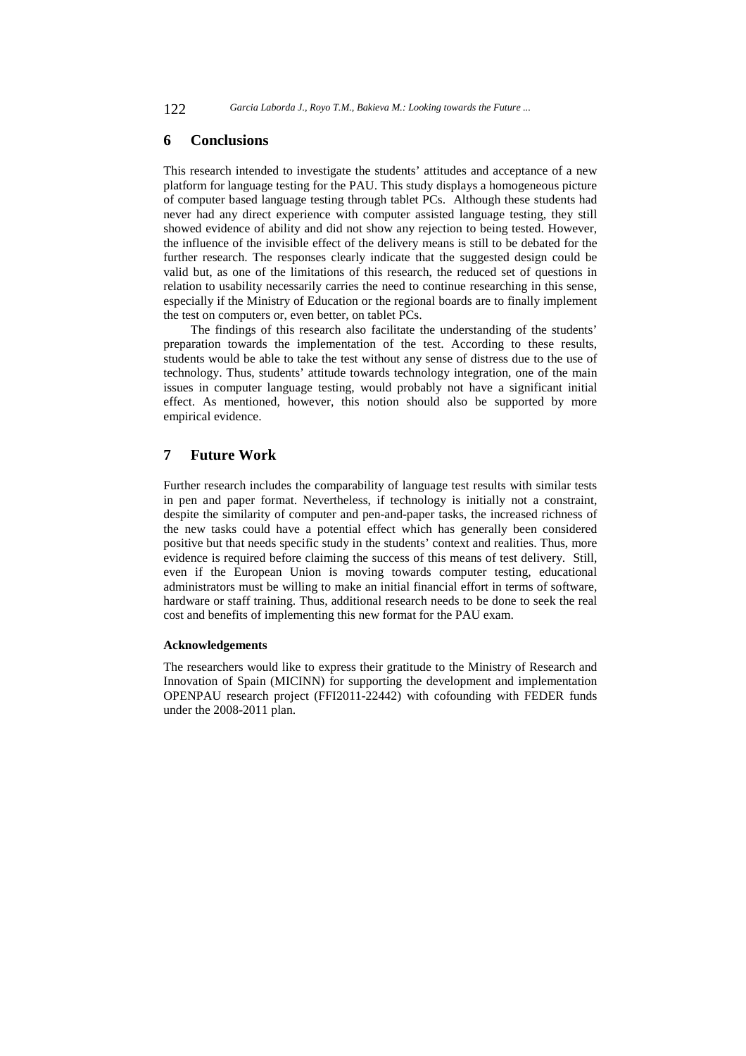## 6 Conclusions

This research intended to investigate the students' attitudes and acceptance of a new platform for language testing for the PAU. This study displays a homogeneous picture of computer based language testing through tablet PCs. Although these students had never had any direct experience with computer assisted language testing, they still showed evidence of ability and did not show any rejection to being tested. However, the influence of the invisible effect of the delivery means is still to be debated for the further research. The responses clearly indicate that the suggested design could be valid but, as one of the limitations of this research, the reduced set of questions in relation to usability necessarily carries the need to continue researching in this sense, especially if the Ministry of Education or the regional boards are to finally implement the test on computers or, even better, on tablet PCs.

The findings of this research also facilitate the understanding of the students' preparation towards the implementation of the test. According to these results, students would be able to take the test without any sense of distress due to the use of technology. Thus, students' attitude towards technology integration, one of the main issues in computer language testing, would probably not have a significant initial effect. As mentioned, however, this notion should also be supported by more empirical evidence.

## 7 Future Work

Further research includes the comparability of language test results with similar tests in pen and paper format. Nevertheless, if technology is initially not a constraint, despite the similarity of computer and pen-and-paper tasks, the increased richness of the new tasks could have a potential effect which has generally been considered positive but that needs specific study in the students' context and realities. Thus, more evidence is required before claiming the success of this means of test delivery. Still, even if the European Union is moving towards computer testing, educational administrators must be willing to make an initial financial effort in terms of software, hardware or staff training. Thus, additional research needs to be done to seek the real cost and benefits of implementing this new format for the PAU exam.

#### Acknowledgements

The researchers would like to express their gratitude to the Ministry of Research and Innovation of Spain (MICINN) for supporting the development and implementation OPENPAU research project (FFI2011-22442) with cofounding with FEDER funds under the 2008-2011 plan.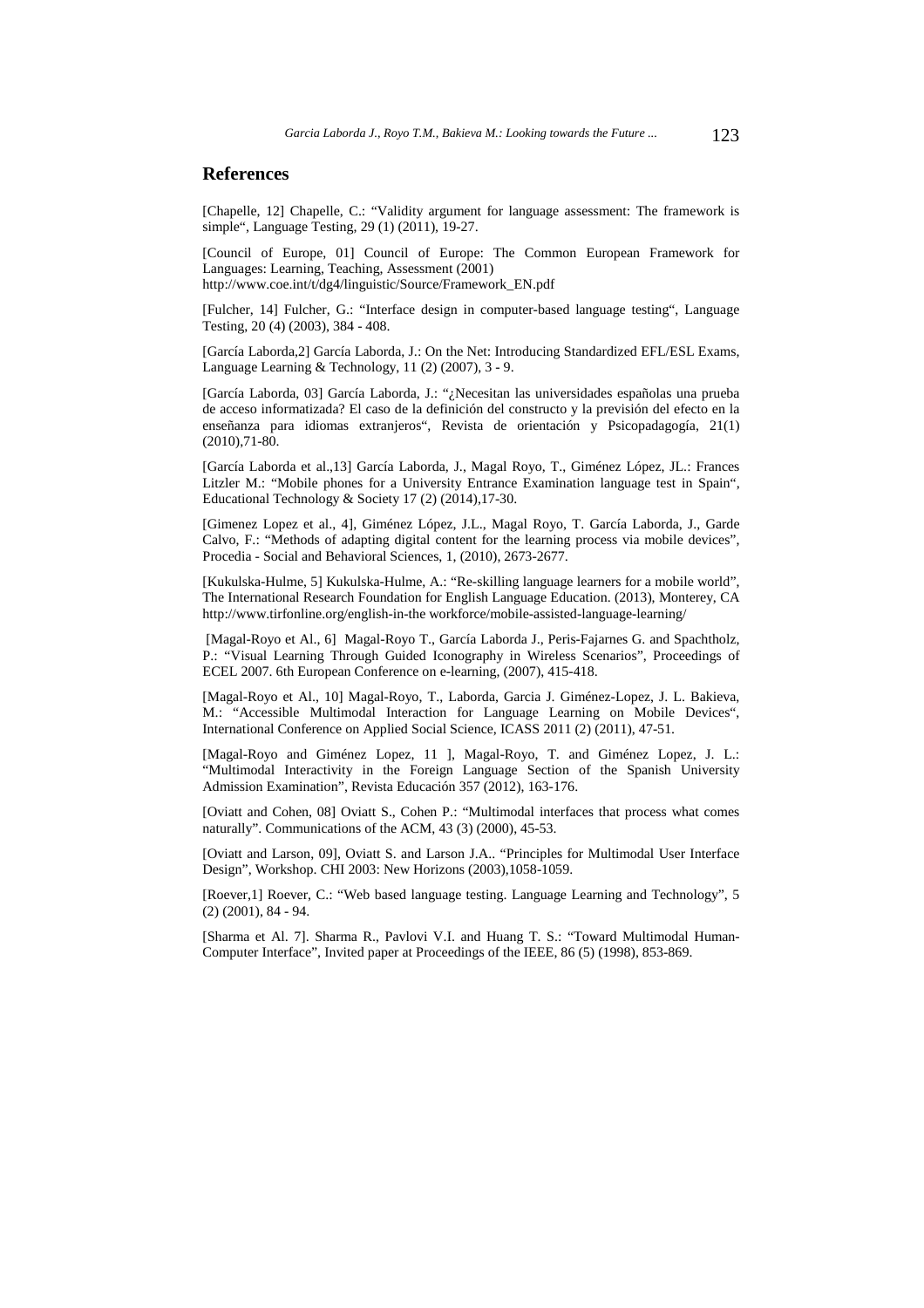## References

[Chapelle, 12] Chapelle, C.: "Validity argument for language assessment: The framework is simple", Language Testing, 29 (1) (2011), 19-27.

[Council of Europe, 01] Council of Europe: The Common European Framework for Languages: Learning, Teaching, Assessment (2001) http://www.coe.int/t/dg4/linguistic/Source/Framework_EN.pdf

[Fulcher, 14] Fulcher, G.: "Interface design in computer-based language testing", Language Testing, 20 (4) (2003), 384 - 408.

[García Laborda,2] García Laborda, J.: On the Net: Introducing Standardized EFL/ESL Exams, Language Learning & Technology, 11 (2) (2007), 3 - 9.

[García Laborda, 03] García Laborda, J.: "¿Necesitan las universidades españolas una prueba de acceso informatizada? El caso de la definición del constructo y la previsión del efecto en la enseñanza para idiomas extranjeros", Revista de orientación y Psicopadagogía, 21(1) (2010),71-80.

[García Laborda et al.,13] García Laborda, J., Magal Royo, T., Giménez López, JL.: Frances Litzler M.: "Mobile phones for a University Entrance Examination language test in Spain", Educational Technology & Society 17 (2) (2014),17-30.

[Gimenez Lopez et al., 4], Giménez López, J.L., Magal Royo, T. García Laborda, J., Garde Calvo, F.: "Methods of adapting digital content for the learning process via mobile devices", Procedia - Social and Behavioral Sciences, 1, (2010), 2673-2677.

[Kukulska-Hulme, 5] Kukulska-Hulme, A.: "Re-skilling language learners for a mobile world", The International Research Foundation for English Language Education. (2013), Monterey, CA http://www.tirfonline.org/english-in-the workforce/mobile-assisted-language-learning/

[Magal-Royo et Al., 6] Magal-Royo T., García Laborda J., Peris-Fajarnes G. and Spachtholz, P.: "Visual Learning Through Guided Iconography in Wireless Scenarios", Proceedings of ECEL 2007. 6th European Conference on e-learning, (2007), 415-418.

[Magal-Royo et Al., 10] Magal-Royo, T., Laborda, Garcia J. Giménez-Lopez, J. L. Bakieva, M.: "Accessible Multimodal Interaction for Language Learning on Mobile Devices", International Conference on Applied Social Science, ICASS 2011 (2) (2011), 47-51.

[Magal-Royo and Giménez Lopez, 11 ], Magal-Royo, T. and Giménez Lopez, J. L.: "Multimodal Interactivity in the Foreign Language Section of the Spanish University Admission Examination", Revista Educación 357 (2012), 163-176.

[Oviatt and Cohen, 08] Oviatt S., Cohen P.: "Multimodal interfaces that process what comes naturally". Communications of the ACM, 43 (3) (2000), 45-53.

[Oviatt and Larson, 09], Oviatt S. and Larson J.A.. "Principles for Multimodal User Interface Design", Workshop. CHI 2003: New Horizons (2003),1058-1059.

[Roever,1] Roever, C.: "Web based language testing. Language Learning and Technology", 5 (2) (2001), 84 - 94.

[Sharma et Al. 7]. Sharma R., Pavlovi V.I. and Huang T. S.: "Toward Multimodal Human-Computer Interface", Invited paper at Proceedings of the IEEE, 86 (5) (1998), 853-869.